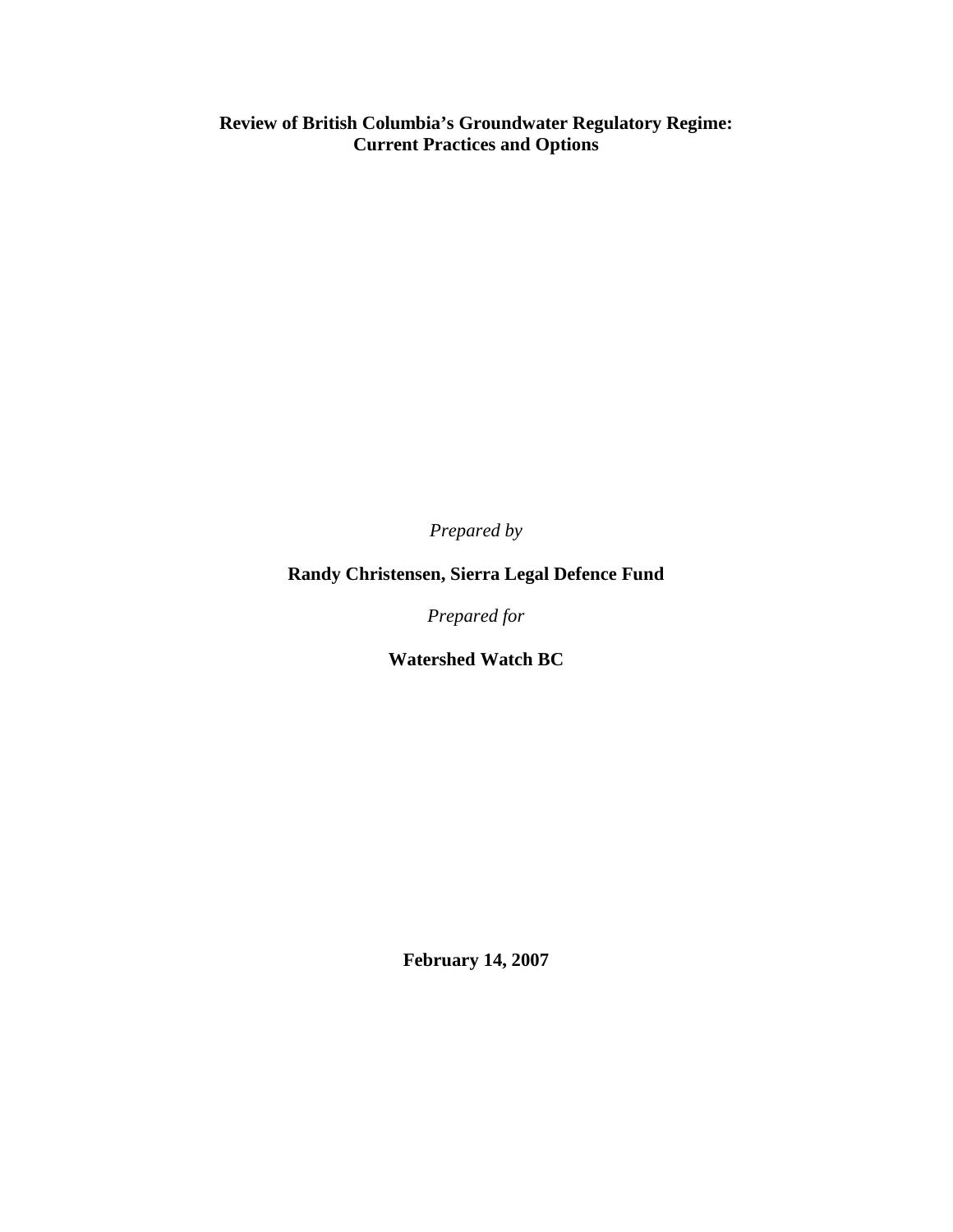# Review of British Columbia's Groundwater Regulatory Regime: Current Practices and Options

*Prepared by*

**Randy Christensen, Sierra Legal Defence Fund**

*Prepared for*

**Watershed Watch BC**

**February 14, 2007**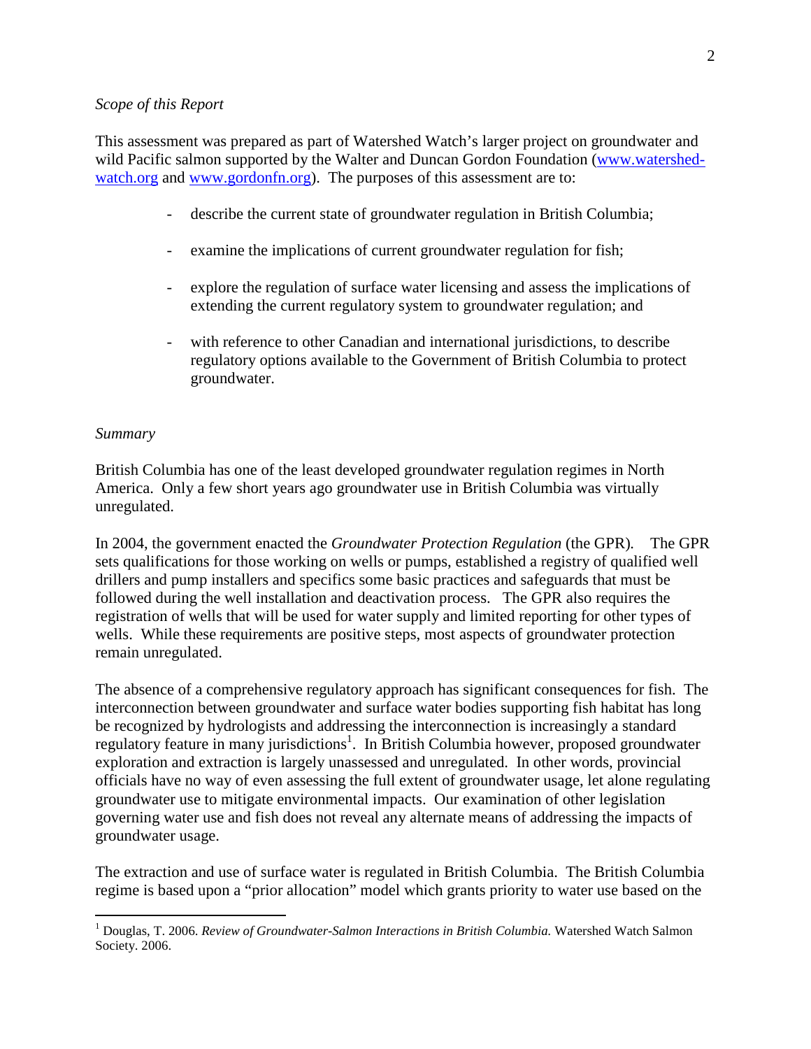*Scope of this Report*

This assessment was prepared as part of Watershed Watch's larger project on groundwater and wild Pacific salmon supported by the Walter and Duncan Gordon Foundation (www.watershed-watch.org and www.gordonfn.org). The purposes of this assessment are to:

- describe the current state of groundwater regulation in British Columbia;
- examine the implications of current groundwater regulation for fish;
- explore the regulation of surface water licensing and assess the implications of extending the current regulatory system to groundwater regulation; and
- with reference to other Canadian and international jurisdictions, to describe regulatory options available to the Government of British Columbia to protect groundwater.

*Summary*

British Columbia has one of the least developed groundwater regulation regimes in North America. Only a few short years ago groundwater use in British Columbia was virtually unregulated.

In 2004, the government enacted the *Groundwater Protection Regulation* (the GPR). The GPR sets qualifications for those working on wells or pumps, established a registry of qualified well drillers and pump installers and specifics some basic practices and safeguards that must be followed during the well installation and deactivation process. The GPR also requires the registration of wells that will be used for water supply and limited reporting for other types of wells. While these requirements are positive steps, most aspects of groundwater protection remain unregulated.

The absence of a comprehensive regulatory approach has significant consequences for fish. The interconnection between groundwater and surface water bodies supporting fish habitat has long be recognized by hydrologists and addressing the interconnection is increasingly a standard regulatory feature in many jurisdictions[1]. In British Columbia however, proposed groundwater exploration and extraction is largely unassessed and unregulated. In other words, provincial officials have no way of even assessing the full extent of groundwater usage, let alone regulating groundwater use to mitigate environmental impacts. Our examination of other legislation governing water use and fish does not reveal any alternate means of addressing the impacts of groundwater usage.

The extraction and use of surface water is regulated in British Columbia. The British Columbia regime is based upon a "prior allocation" model which grants priority to water use based on the

---

[1] Douglas, T. 2006. *Review of Groundwater-Salmon Interactions in British Columbia.* Watershed Watch Salmon Society. 2006.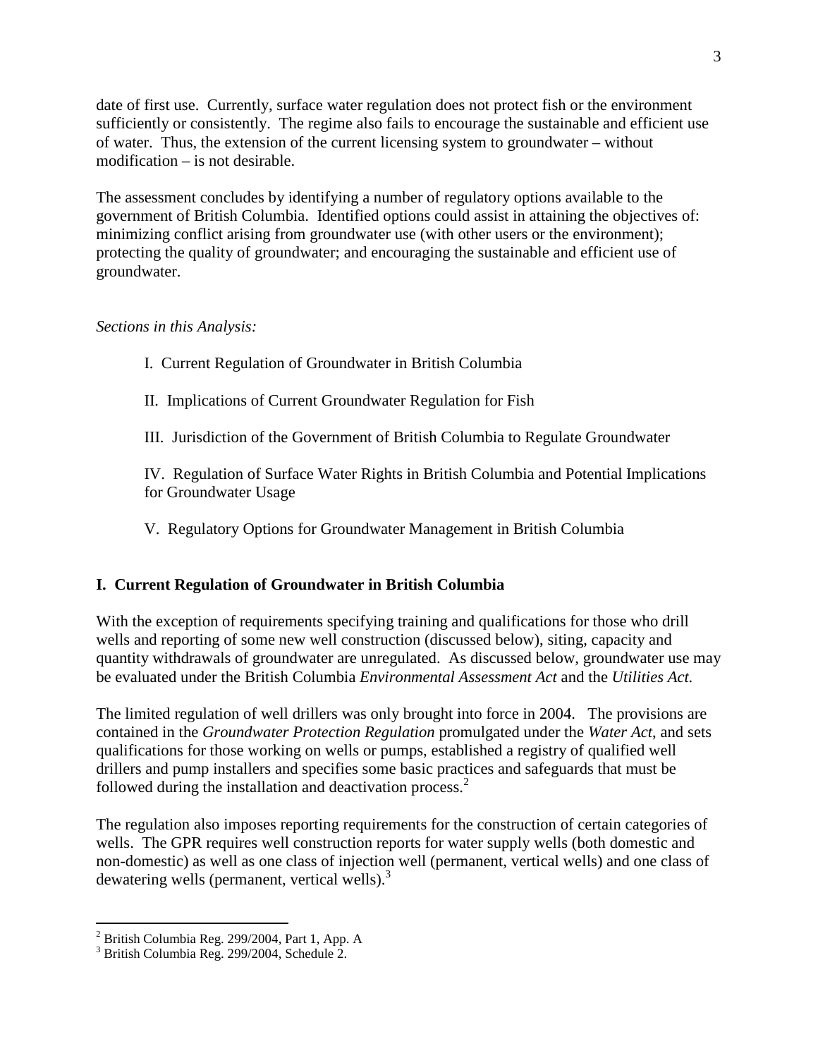date of first use. Currently, surface water regulation does not protect fish or the environment sufficiently or consistently. The regime also fails to encourage the sustainable and efficient use of water. Thus, the extension of the current licensing system to groundwater – without modification – is not desirable.

The assessment concludes by identifying a number of regulatory options available to the government of British Columbia. Identified options could assist in attaining the objectives of: minimizing conflict arising from groundwater use (with other users or the environment); protecting the quality of groundwater; and encouraging the sustainable and efficient use of groundwater.

*Sections in this Analysis:*

I. Current Regulation of Groundwater in British Columbia

II. Implications of Current Groundwater Regulation for Fish

III. Jurisdiction of the Government of British Columbia to Regulate Groundwater

IV. Regulation of Surface Water Rights in British Columbia and Potential Implications for Groundwater Usage

V. Regulatory Options for Groundwater Management in British Columbia

## I. Current Regulation of Groundwater in British Columbia

With the exception of requirements specifying training and qualifications for those who drill wells and reporting of some new well construction (discussed below), siting, capacity and quantity withdrawals of groundwater are unregulated. As discussed below, groundwater use may be evaluated under the British Columbia *Environmental Assessment Act* and the *Utilities Act.*

The limited regulation of well drillers was only brought into force in 2004. The provisions are contained in the *Groundwater Protection Regulation* promulgated under the *Water Act*, and sets qualifications for those working on wells or pumps, established a registry of qualified well drillers and pump installers and specifies some basic practices and safeguards that must be followed during the installation and deactivation process.[2]

The regulation also imposes reporting requirements for the construction of certain categories of wells. The GPR requires well construction reports for water supply wells (both domestic and non-domestic) as well as one class of injection well (permanent, vertical wells) and one class of dewatering wells (permanent, vertical wells).[3]

[2] British Columbia Reg. 299/2004, Part 1, App. A

[3] British Columbia Reg. 299/2004, Schedule 2.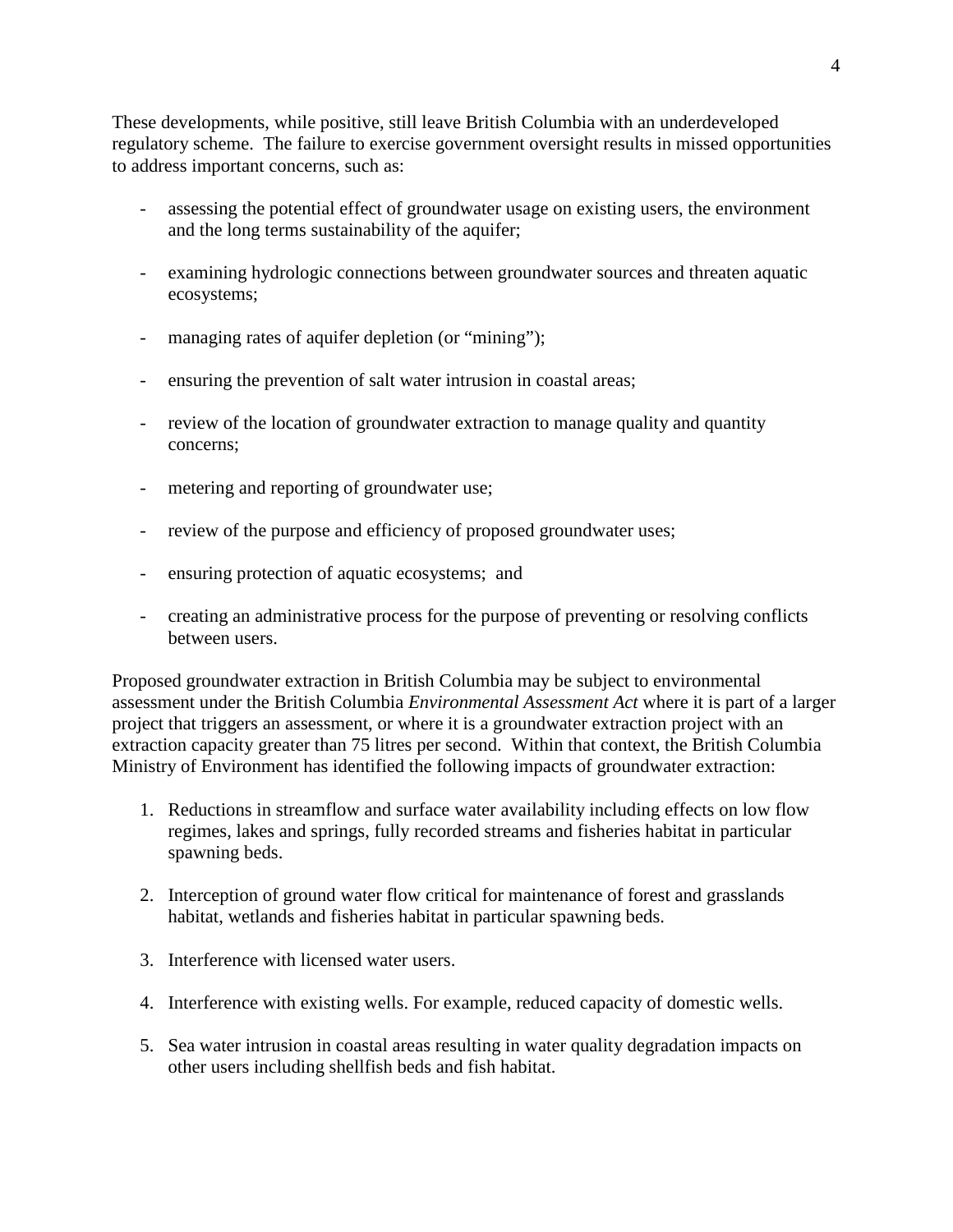These developments, while positive, still leave British Columbia with an underdeveloped regulatory scheme. The failure to exercise government oversight results in missed opportunities to address important concerns, such as:

- assessing the potential effect of groundwater usage on existing users, the environment and the long terms sustainability of the aquifer;
- examining hydrologic connections between groundwater sources and threaten aquatic ecosystems;
- managing rates of aquifer depletion (or "mining");
- ensuring the prevention of salt water intrusion in coastal areas;
- review of the location of groundwater extraction to manage quality and quantity concerns;
- metering and reporting of groundwater use;
- review of the purpose and efficiency of proposed groundwater uses;
- ensuring protection of aquatic ecosystems; and
- creating an administrative process for the purpose of preventing or resolving conflicts between users.

Proposed groundwater extraction in British Columbia may be subject to environmental assessment under the British Columbia *Environmental Assessment Act* where it is part of a larger project that triggers an assessment, or where it is a groundwater extraction project with an extraction capacity greater than 75 litres per second. Within that context, the British Columbia Ministry of Environment has identified the following impacts of groundwater extraction:

1. Reductions in streamflow and surface water availability including effects on low flow regimes, lakes and springs, fully recorded streams and fisheries habitat in particular spawning beds.
2. Interception of ground water flow critical for maintenance of forest and grasslands habitat, wetlands and fisheries habitat in particular spawning beds.
3. Interference with licensed water users.
4. Interference with existing wells. For example, reduced capacity of domestic wells.
5. Sea water intrusion in coastal areas resulting in water quality degradation impacts on other users including shellfish beds and fish habitat.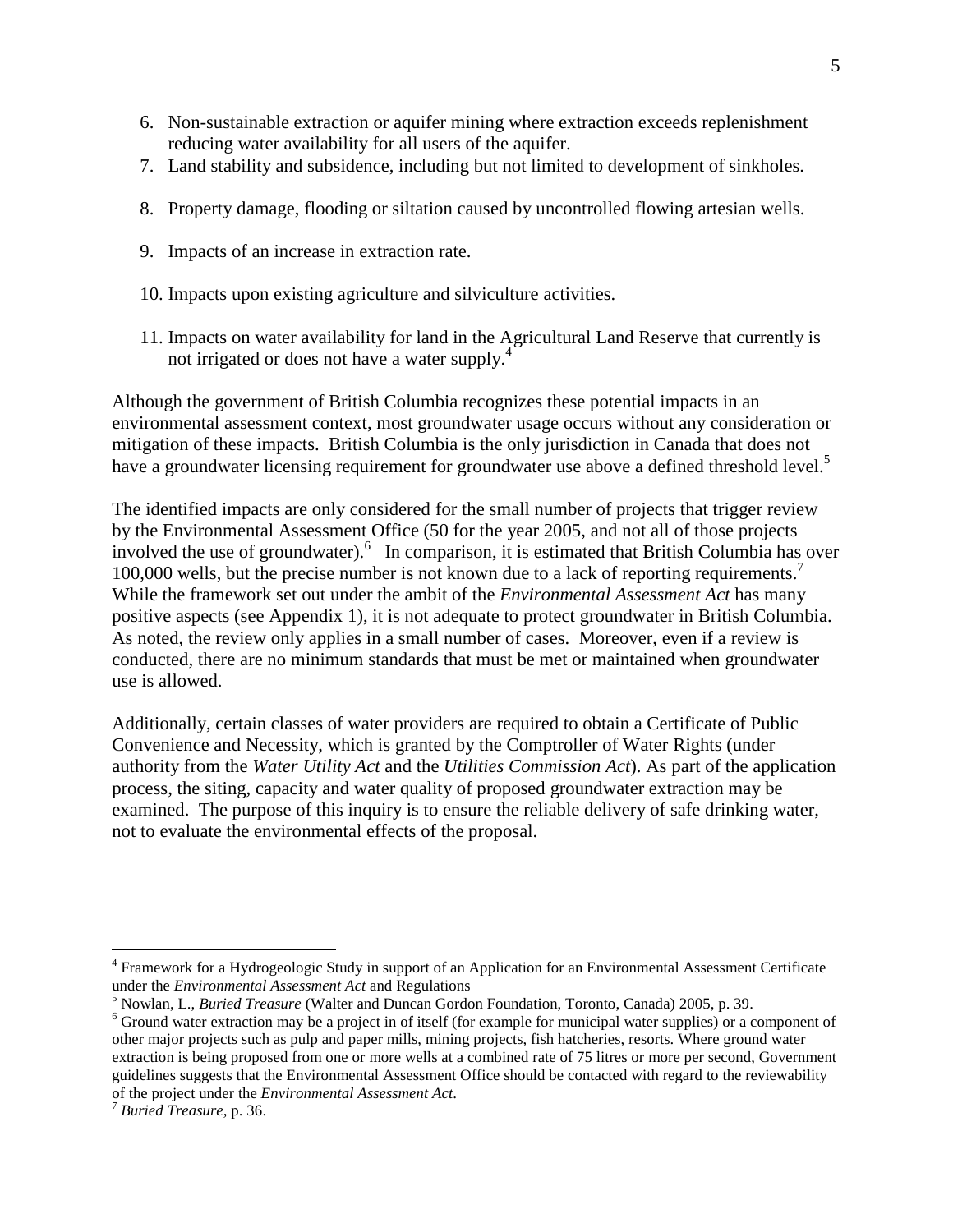6. Non-sustainable extraction or aquifer mining where extraction exceeds replenishment reducing water availability for all users of the aquifer.
7. Land stability and subsidence, including but not limited to development of sinkholes.
8. Property damage, flooding or siltation caused by uncontrolled flowing artesian wells.
9. Impacts of an increase in extraction rate.
10. Impacts upon existing agriculture and silviculture activities.
11. Impacts on water availability for land in the Agricultural Land Reserve that currently is not irrigated or does not have a water supply.[4]

Although the government of British Columbia recognizes these potential impacts in an environmental assessment context, most groundwater usage occurs without any consideration or mitigation of these impacts. British Columbia is the only jurisdiction in Canada that does not have a groundwater licensing requirement for groundwater use above a defined threshold level.[5]

The identified impacts are only considered for the small number of projects that trigger review by the Environmental Assessment Office (50 for the year 2005, and not all of those projects involved the use of groundwater).[6] In comparison, it is estimated that British Columbia has over 100,000 wells, but the precise number is not known due to a lack of reporting requirements.[7] While the framework set out under the ambit of the *Environmental Assessment Act* has many positive aspects (see Appendix 1), it is not adequate to protect groundwater in British Columbia. As noted, the review only applies in a small number of cases. Moreover, even if a review is conducted, there are no minimum standards that must be met or maintained when groundwater use is allowed.

Additionally, certain classes of water providers are required to obtain a Certificate of Public Convenience and Necessity, which is granted by the Comptroller of Water Rights (under authority from the *Water Utility Act* and the *Utilities Commission Act*). As part of the application process, the siting, capacity and water quality of proposed groundwater extraction may be examined. The purpose of this inquiry is to ensure the reliable delivery of safe drinking water, not to evaluate the environmental effects of the proposal.

---

[4] Framework for a Hydrogeologic Study in support of an Application for an Environmental Assessment Certificate under the *Environmental Assessment Act* and Regulations

[5] Nowlan, L., *Buried Treasure* (Walter and Duncan Gordon Foundation, Toronto, Canada) 2005, p. 39.

[6] Ground water extraction may be a project in of itself (for example for municipal water supplies) or a component of other major projects such as pulp and paper mills, mining projects, fish hatcheries, resorts. Where ground water extraction is being proposed from one or more wells at a combined rate of 75 litres or more per second, Government guidelines suggests that the Environmental Assessment Office should be contacted with regard to the reviewability of the project under the *Environmental Assessment Act*.

[7] *Buried Treasure*, p. 36.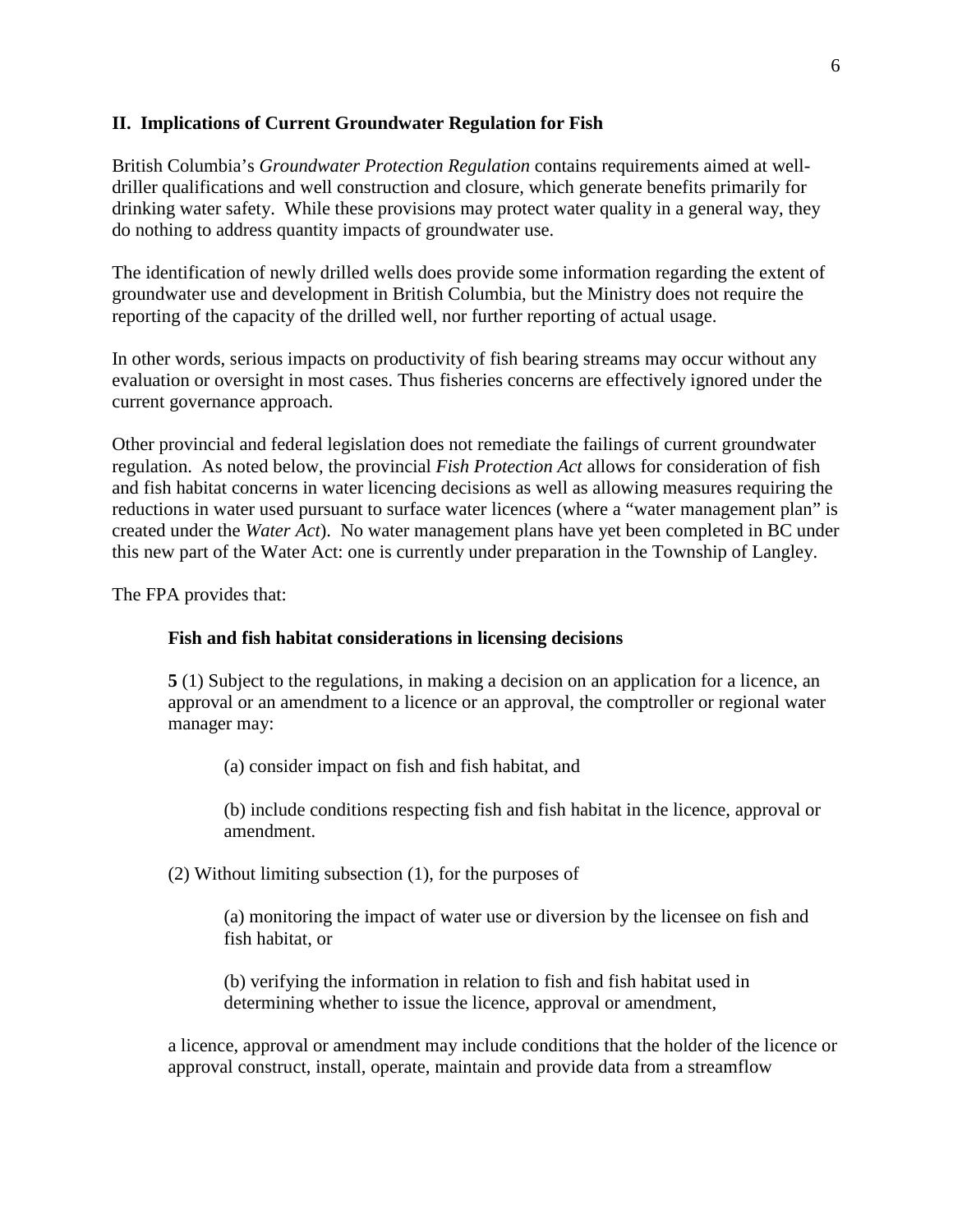## II. Implications of Current Groundwater Regulation for Fish

British Columbia's *Groundwater Protection Regulation* contains requirements aimed at well-driller qualifications and well construction and closure, which generate benefits primarily for drinking water safety. While these provisions may protect water quality in a general way, they do nothing to address quantity impacts of groundwater use.

The identification of newly drilled wells does provide some information regarding the extent of groundwater use and development in British Columbia, but the Ministry does not require the reporting of the capacity of the drilled well, nor further reporting of actual usage.

In other words, serious impacts on productivity of fish bearing streams may occur without any evaluation or oversight in most cases. Thus fisheries concerns are effectively ignored under the current governance approach.

Other provincial and federal legislation does not remediate the failings of current groundwater regulation. As noted below, the provincial *Fish Protection Act* allows for consideration of fish and fish habitat concerns in water licencing decisions as well as allowing measures requiring the reductions in water used pursuant to surface water licences (where a "water management plan" is created under the *Water Act*). No water management plans have yet been completed in BC under this new part of the Water Act: one is currently under preparation in the Township of Langley.

The FPA provides that:

> **Fish and fish habitat considerations in licensing decisions**
>
> **5** (1) Subject to the regulations, in making a decision on an application for a licence, an approval or an amendment to a licence or an approval, the comptroller or regional water manager may:
>
> > (a) consider impact on fish and fish habitat, and
> >
> > (b) include conditions respecting fish and fish habitat in the licence, approval or amendment.
>
> (2) Without limiting subsection (1), for the purposes of
>
> > (a) monitoring the impact of water use or diversion by the licensee on fish and fish habitat, or
> >
> > (b) verifying the information in relation to fish and fish habitat used in determining whether to issue the licence, approval or amendment,
>
> a licence, approval or amendment may include conditions that the holder of the licence or approval construct, install, operate, maintain and provide data from a streamflow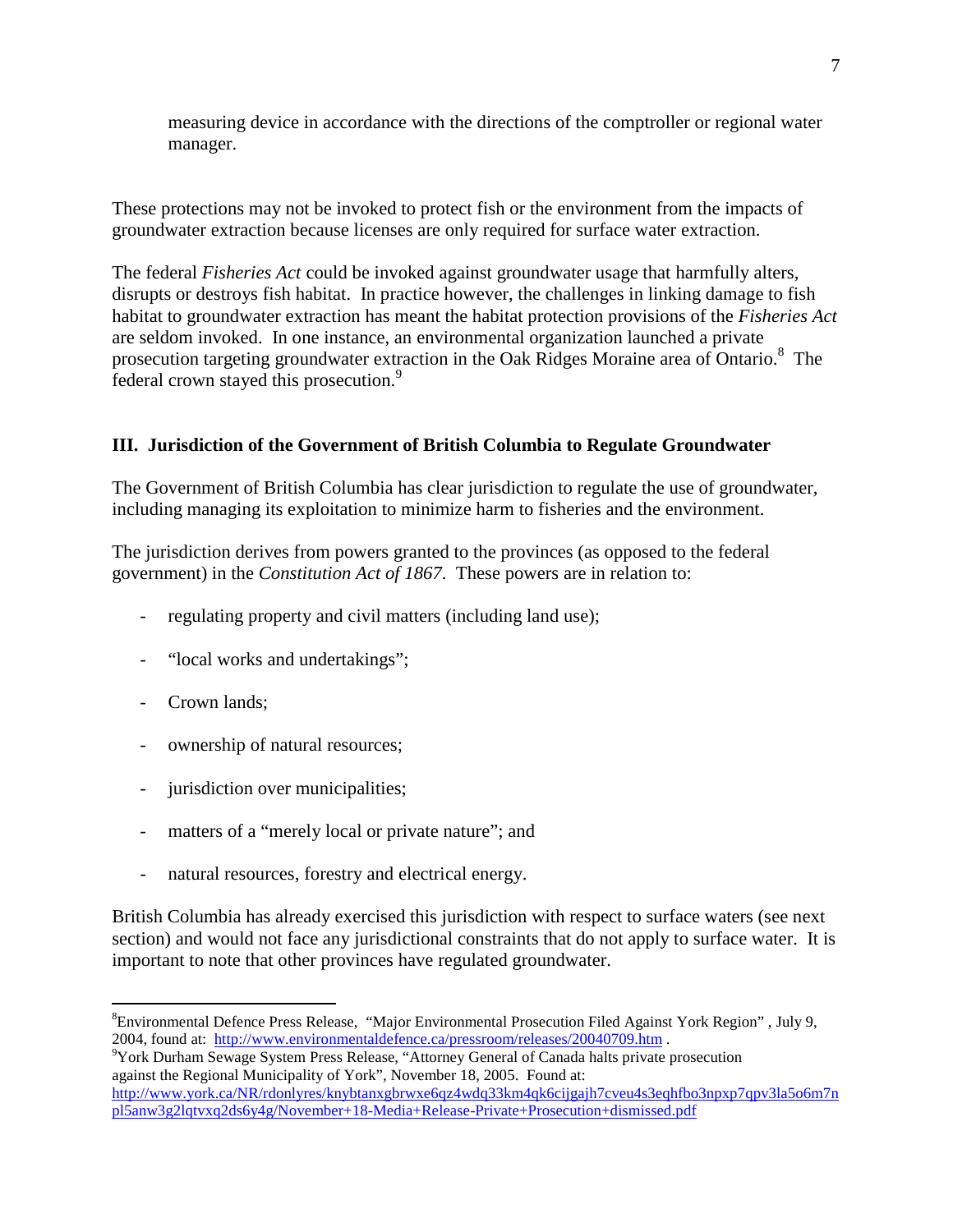measuring device in accordance with the directions of the comptroller or regional water manager.

These protections may not be invoked to protect fish or the environment from the impacts of groundwater extraction because licenses are only required for surface water extraction.

The federal *Fisheries Act* could be invoked against groundwater usage that harmfully alters, disrupts or destroys fish habitat. In practice however, the challenges in linking damage to fish habitat to groundwater extraction has meant the habitat protection provisions of the *Fisheries Act* are seldom invoked. In one instance, an environmental organization launched a private prosecution targeting groundwater extraction in the Oak Ridges Moraine area of Ontario.[8] The federal crown stayed this prosecution.[9]

## III. Jurisdiction of the Government of British Columbia to Regulate Groundwater

The Government of British Columbia has clear jurisdiction to regulate the use of groundwater, including managing its exploitation to minimize harm to fisheries and the environment.

The jurisdiction derives from powers granted to the provinces (as opposed to the federal government) in the *Constitution Act of 1867*. These powers are in relation to:

- regulating property and civil matters (including land use);
- "local works and undertakings";
- Crown lands;
- ownership of natural resources;
- jurisdiction over municipalities;
- matters of a "merely local or private nature"; and
- natural resources, forestry and electrical energy.

British Columbia has already exercised this jurisdiction with respect to surface waters (see next section) and would not face any jurisdictional constraints that do not apply to surface water. It is important to note that other provinces have regulated groundwater.

---

[8] Environmental Defence Press Release, "Major Environmental Prosecution Filed Against York Region" , July 9, 2004, found at: http://www.environmentaldefence.ca/pressroom/releases/20040709.htm .

[9] York Durham Sewage System Press Release, "Attorney General of Canada halts private prosecution against the Regional Municipality of York", November 18, 2005. Found at: http://www.york.ca/NR/rdonlyres/knybtanxgbrwxe6qz4wdq33km4qk6cijgajh7cveu4s3eqhfbo3npxp7qpv3la5o6m7npl5anw3g2lqtvxq2ds6y4g/November+18-Media+Release-Private+Prosecution+dismissed.pdf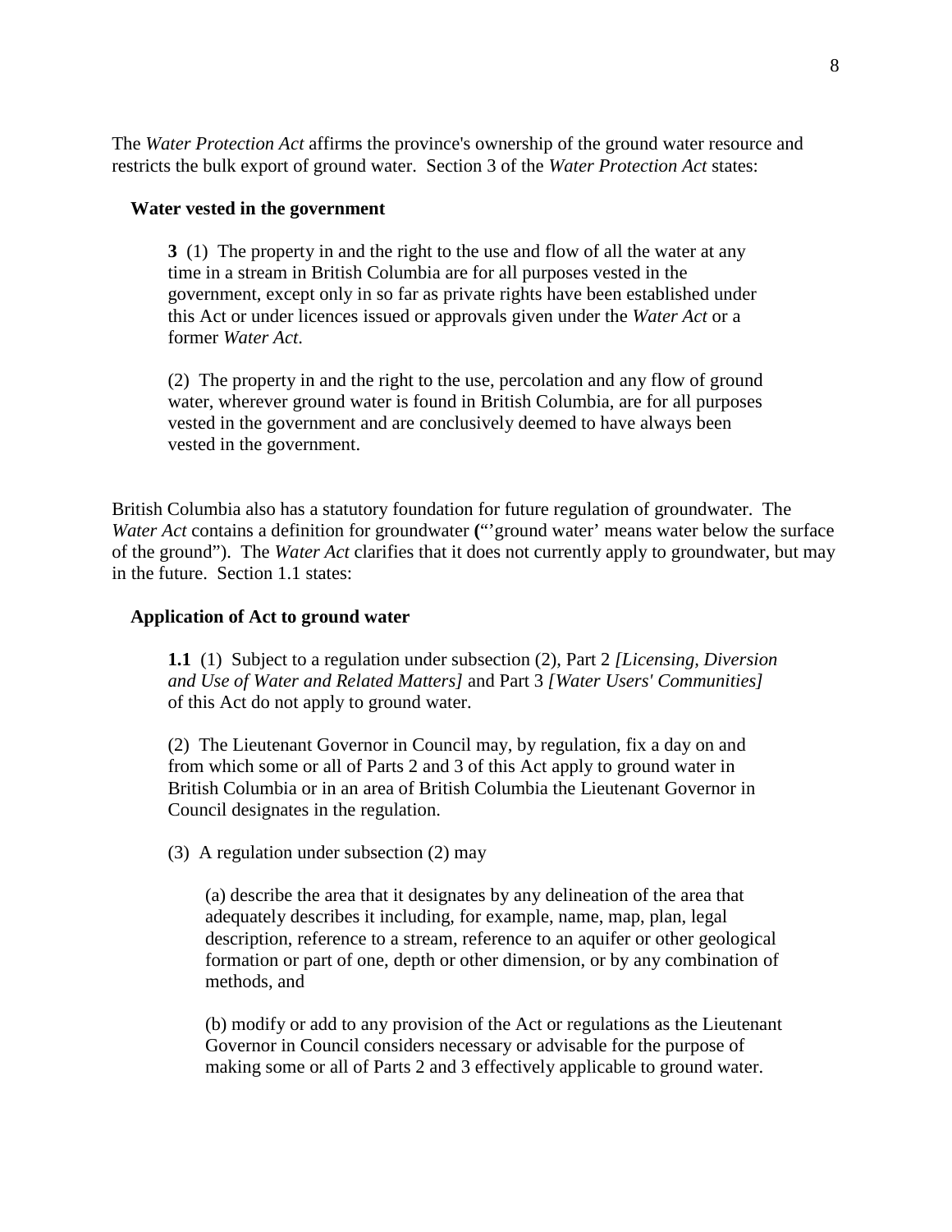The *Water Protection Act* affirms the province's ownership of the ground water resource and restricts the bulk export of ground water. Section 3 of the *Water Protection Act* states:

**Water vested in the government**

> **3** (1) The property in and the right to the use and flow of all the water at any time in a stream in British Columbia are for all purposes vested in the government, except only in so far as private rights have been established under this Act or under licences issued or approvals given under the *Water Act* or a former *Water Act*.
>
> (2) The property in and the right to the use, percolation and any flow of ground water, wherever ground water is found in British Columbia, are for all purposes vested in the government and are conclusively deemed to have always been vested in the government.

British Columbia also has a statutory foundation for future regulation of groundwater. The *Water Act* contains a definition for groundwater **(**"'ground water' means water below the surface of the ground"). The *Water Act* clarifies that it does not currently apply to groundwater, but may in the future. Section 1.1 states:

**Application of Act to ground water**

> **1.1** (1) Subject to a regulation under subsection (2), Part 2 *[Licensing, Diversion and Use of Water and Related Matters]* and Part 3 *[Water Users' Communities]* of this Act do not apply to ground water.
>
> (2) The Lieutenant Governor in Council may, by regulation, fix a day on and from which some or all of Parts 2 and 3 of this Act apply to ground water in British Columbia or in an area of British Columbia the Lieutenant Governor in Council designates in the regulation.
>
> (3) A regulation under subsection (2) may
>
>> (a) describe the area that it designates by any delineation of the area that adequately describes it including, for example, name, map, plan, legal description, reference to a stream, reference to an aquifer or other geological formation or part of one, depth or other dimension, or by any combination of methods, and
>>
>> (b) modify or add to any provision of the Act or regulations as the Lieutenant Governor in Council considers necessary or advisable for the purpose of making some or all of Parts 2 and 3 effectively applicable to ground water.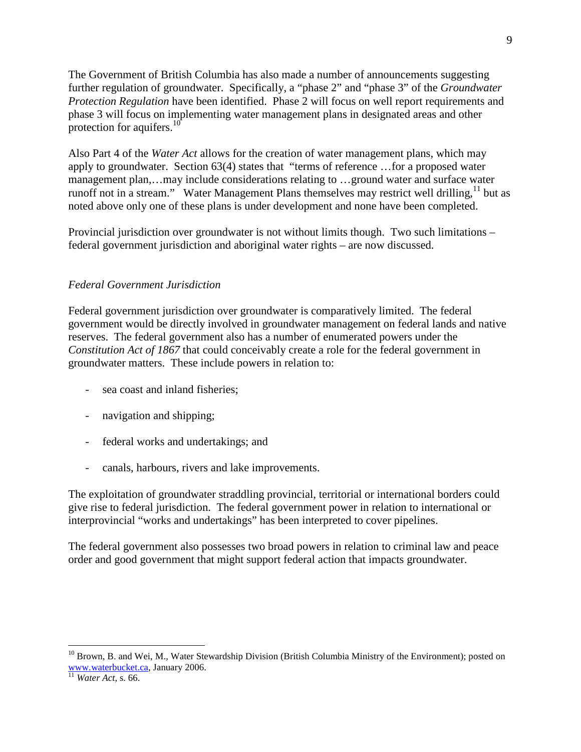The Government of British Columbia has also made a number of announcements suggesting further regulation of groundwater. Specifically, a "phase 2" and "phase 3" of the *Groundwater Protection Regulation* have been identified. Phase 2 will focus on well report requirements and phase 3 will focus on implementing water management plans in designated areas and other protection for aquifers.[10]

Also Part 4 of the *Water Act* allows for the creation of water management plans, which may apply to groundwater. Section 63(4) states that "terms of reference …for a proposed water management plan,…may include considerations relating to …ground water and surface water runoff not in a stream." Water Management Plans themselves may restrict well drilling,[11] but as noted above only one of these plans is under development and none have been completed.

Provincial jurisdiction over groundwater is not without limits though. Two such limitations – federal government jurisdiction and aboriginal water rights – are now discussed.

### *Federal Government Jurisdiction*

Federal government jurisdiction over groundwater is comparatively limited. The federal government would be directly involved in groundwater management on federal lands and native reserves. The federal government also has a number of enumerated powers under the *Constitution Act of 1867* that could conceivably create a role for the federal government in groundwater matters. These include powers in relation to:

- sea coast and inland fisheries;
- navigation and shipping;
- federal works and undertakings; and
- canals, harbours, rivers and lake improvements.

The exploitation of groundwater straddling provincial, territorial or international borders could give rise to federal jurisdiction. The federal government power in relation to international or interprovincial "works and undertakings" has been interpreted to cover pipelines.

The federal government also possesses two broad powers in relation to criminal law and peace order and good government that might support federal action that impacts groundwater.

---

[10] Brown, B. and Wei, M., Water Stewardship Division (British Columbia Ministry of the Environment); posted on www.waterbucket.ca, January 2006.

[11] *Water Act*, s. 66.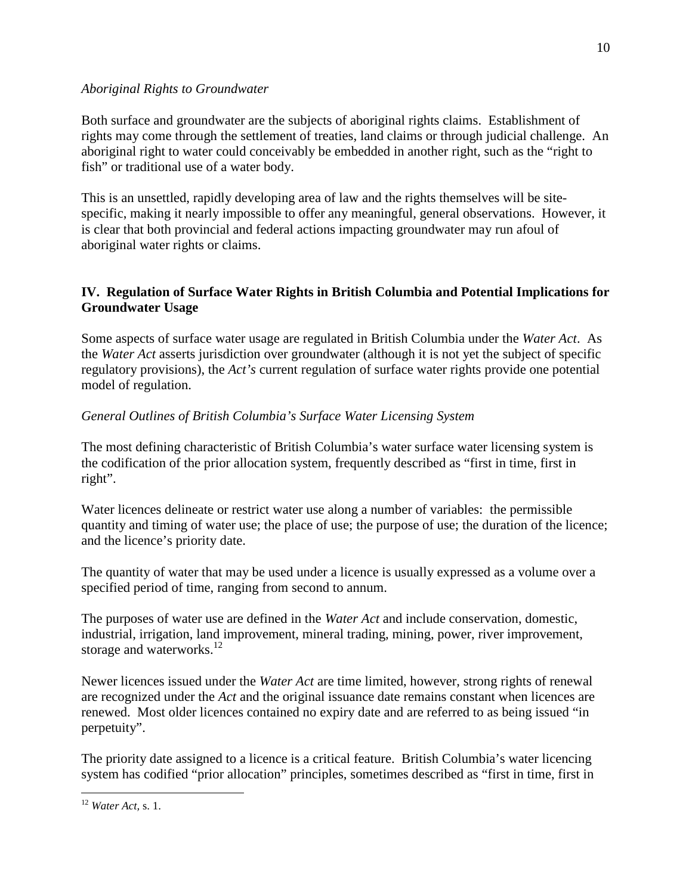*Aboriginal Rights to Groundwater*

Both surface and groundwater are the subjects of aboriginal rights claims. Establishment of rights may come through the settlement of treaties, land claims or through judicial challenge. An aboriginal right to water could conceivably be embedded in another right, such as the "right to fish" or traditional use of a water body.

This is an unsettled, rapidly developing area of law and the rights themselves will be site-specific, making it nearly impossible to offer any meaningful, general observations. However, it is clear that both provincial and federal actions impacting groundwater may run afoul of aboriginal water rights or claims.

## IV. Regulation of Surface Water Rights in British Columbia and Potential Implications for Groundwater Usage

Some aspects of surface water usage are regulated in British Columbia under the *Water Act*. As the *Water Act* asserts jurisdiction over groundwater (although it is not yet the subject of specific regulatory provisions), the *Act's* current regulation of surface water rights provide one potential model of regulation.

*General Outlines of British Columbia's Surface Water Licensing System*

The most defining characteristic of British Columbia's water surface water licensing system is the codification of the prior allocation system, frequently described as "first in time, first in right".

Water licences delineate or restrict water use along a number of variables: the permissible quantity and timing of water use; the place of use; the purpose of use; the duration of the licence; and the licence's priority date.

The quantity of water that may be used under a licence is usually expressed as a volume over a specified period of time, ranging from second to annum.

The purposes of water use are defined in the *Water Act* and include conservation, domestic, industrial, irrigation, land improvement, mineral trading, mining, power, river improvement, storage and waterworks.[12]

Newer licences issued under the *Water Act* are time limited, however, strong rights of renewal are recognized under the *Act* and the original issuance date remains constant when licences are renewed. Most older licences contained no expiry date and are referred to as being issued "in perpetuity".

The priority date assigned to a licence is a critical feature. British Columbia's water licencing system has codified "prior allocation" principles, sometimes described as "first in time, first in

---

[12] *Water Act*, s. 1.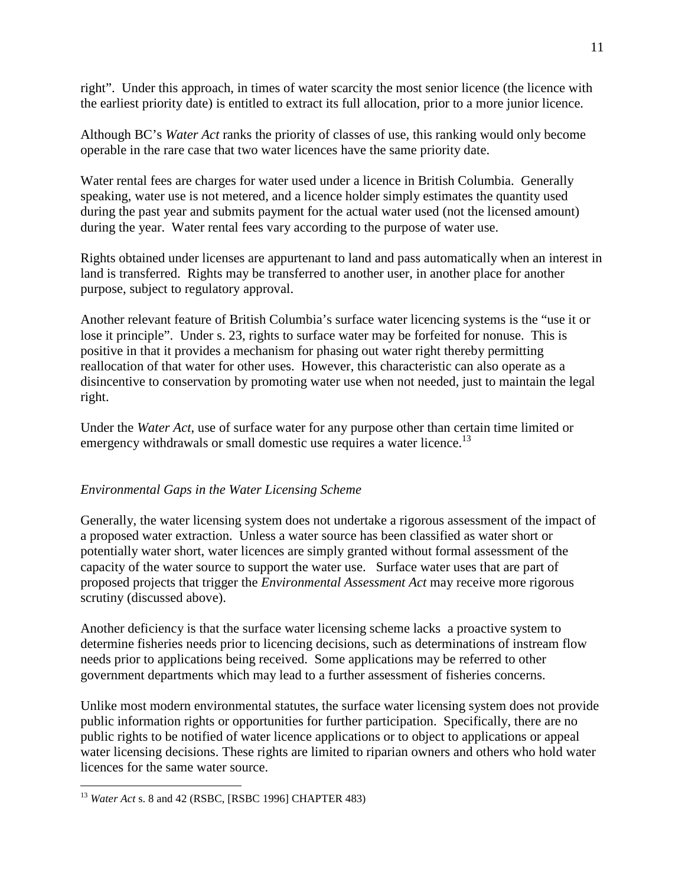right". Under this approach, in times of water scarcity the most senior licence (the licence with the earliest priority date) is entitled to extract its full allocation, prior to a more junior licence.

Although BC's *Water Act* ranks the priority of classes of use, this ranking would only become operable in the rare case that two water licences have the same priority date.

Water rental fees are charges for water used under a licence in British Columbia. Generally speaking, water use is not metered, and a licence holder simply estimates the quantity used during the past year and submits payment for the actual water used (not the licensed amount) during the year. Water rental fees vary according to the purpose of water use.

Rights obtained under licenses are appurtenant to land and pass automatically when an interest in land is transferred. Rights may be transferred to another user, in another place for another purpose, subject to regulatory approval.

Another relevant feature of British Columbia's surface water licencing systems is the "use it or lose it principle". Under s. 23, rights to surface water may be forfeited for nonuse. This is positive in that it provides a mechanism for phasing out water right thereby permitting reallocation of that water for other uses. However, this characteristic can also operate as a disincentive to conservation by promoting water use when not needed, just to maintain the legal right.

Under the *Water Act*, use of surface water for any purpose other than certain time limited or emergency withdrawals or small domestic use requires a water licence.[13]

### *Environmental Gaps in the Water Licensing Scheme*

Generally, the water licensing system does not undertake a rigorous assessment of the impact of a proposed water extraction. Unless a water source has been classified as water short or potentially water short, water licences are simply granted without formal assessment of the capacity of the water source to support the water use. Surface water uses that are part of proposed projects that trigger the *Environmental Assessment Act* may receive more rigorous scrutiny (discussed above).

Another deficiency is that the surface water licensing scheme lacks a proactive system to determine fisheries needs prior to licencing decisions, such as determinations of instream flow needs prior to applications being received. Some applications may be referred to other government departments which may lead to a further assessment of fisheries concerns.

Unlike most modern environmental statutes, the surface water licensing system does not provide public information rights or opportunities for further participation. Specifically, there are no public rights to be notified of water licence applications or to object to applications or appeal water licensing decisions. These rights are limited to riparian owners and others who hold water licences for the same water source.

---

[13] *Water Act* s. 8 and 42 (RSBC, [RSBC 1996] CHAPTER 483)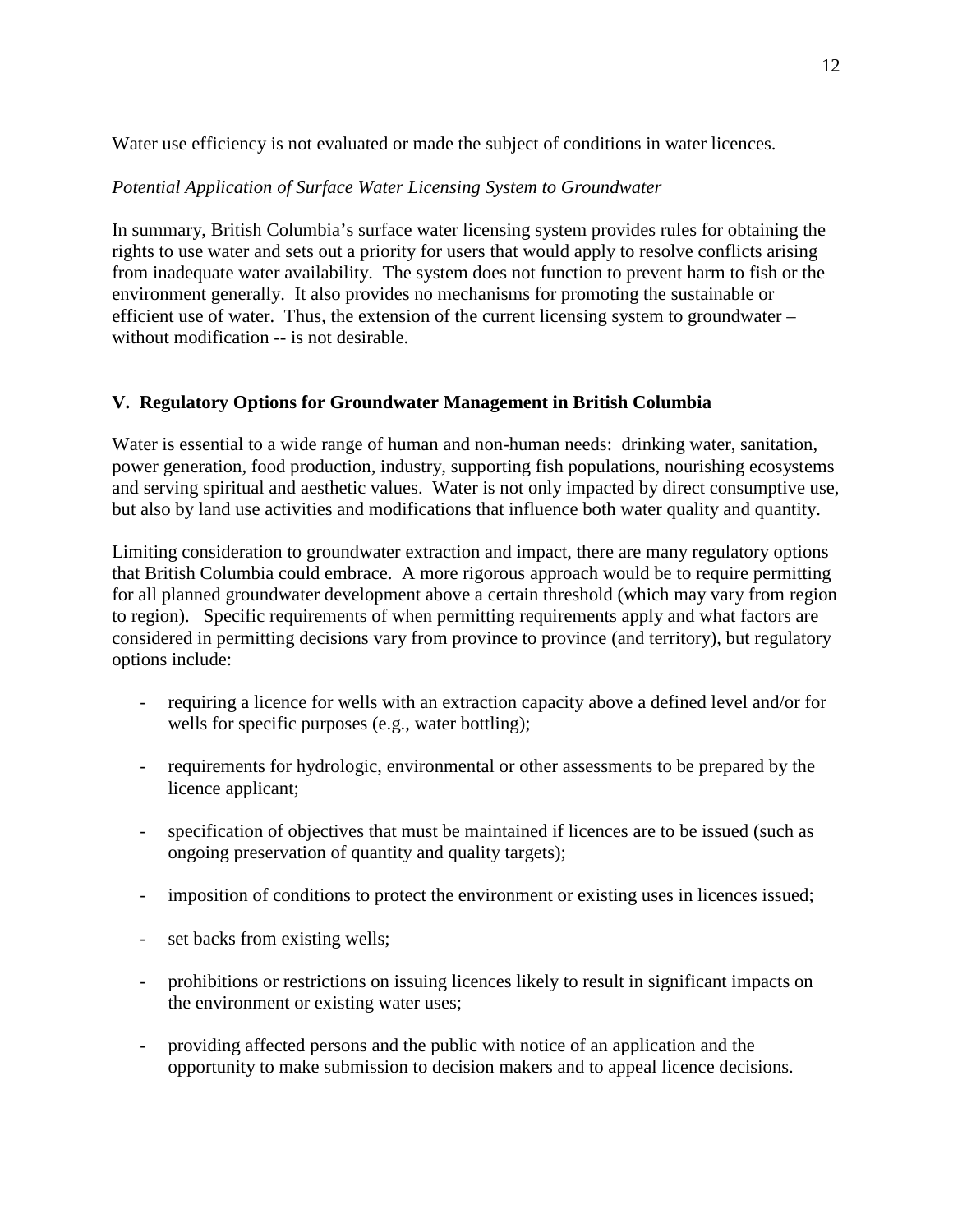Water use efficiency is not evaluated or made the subject of conditions in water licences.

*Potential Application of Surface Water Licensing System to Groundwater*

In summary, British Columbia's surface water licensing system provides rules for obtaining the rights to use water and sets out a priority for users that would apply to resolve conflicts arising from inadequate water availability. The system does not function to prevent harm to fish or the environment generally. It also provides no mechanisms for promoting the sustainable or efficient use of water. Thus, the extension of the current licensing system to groundwater – without modification -- is not desirable.

## V. Regulatory Options for Groundwater Management in British Columbia

Water is essential to a wide range of human and non-human needs: drinking water, sanitation, power generation, food production, industry, supporting fish populations, nourishing ecosystems and serving spiritual and aesthetic values. Water is not only impacted by direct consumptive use, but also by land use activities and modifications that influence both water quality and quantity.

Limiting consideration to groundwater extraction and impact, there are many regulatory options that British Columbia could embrace. A more rigorous approach would be to require permitting for all planned groundwater development above a certain threshold (which may vary from region to region). Specific requirements of when permitting requirements apply and what factors are considered in permitting decisions vary from province to province (and territory), but regulatory options include:

- requiring a licence for wells with an extraction capacity above a defined level and/or for wells for specific purposes (e.g., water bottling);
- requirements for hydrologic, environmental or other assessments to be prepared by the licence applicant;
- specification of objectives that must be maintained if licences are to be issued (such as ongoing preservation of quantity and quality targets);
- imposition of conditions to protect the environment or existing uses in licences issued;
- set backs from existing wells;
- prohibitions or restrictions on issuing licences likely to result in significant impacts on the environment or existing water uses;
- providing affected persons and the public with notice of an application and the opportunity to make submission to decision makers and to appeal licence decisions.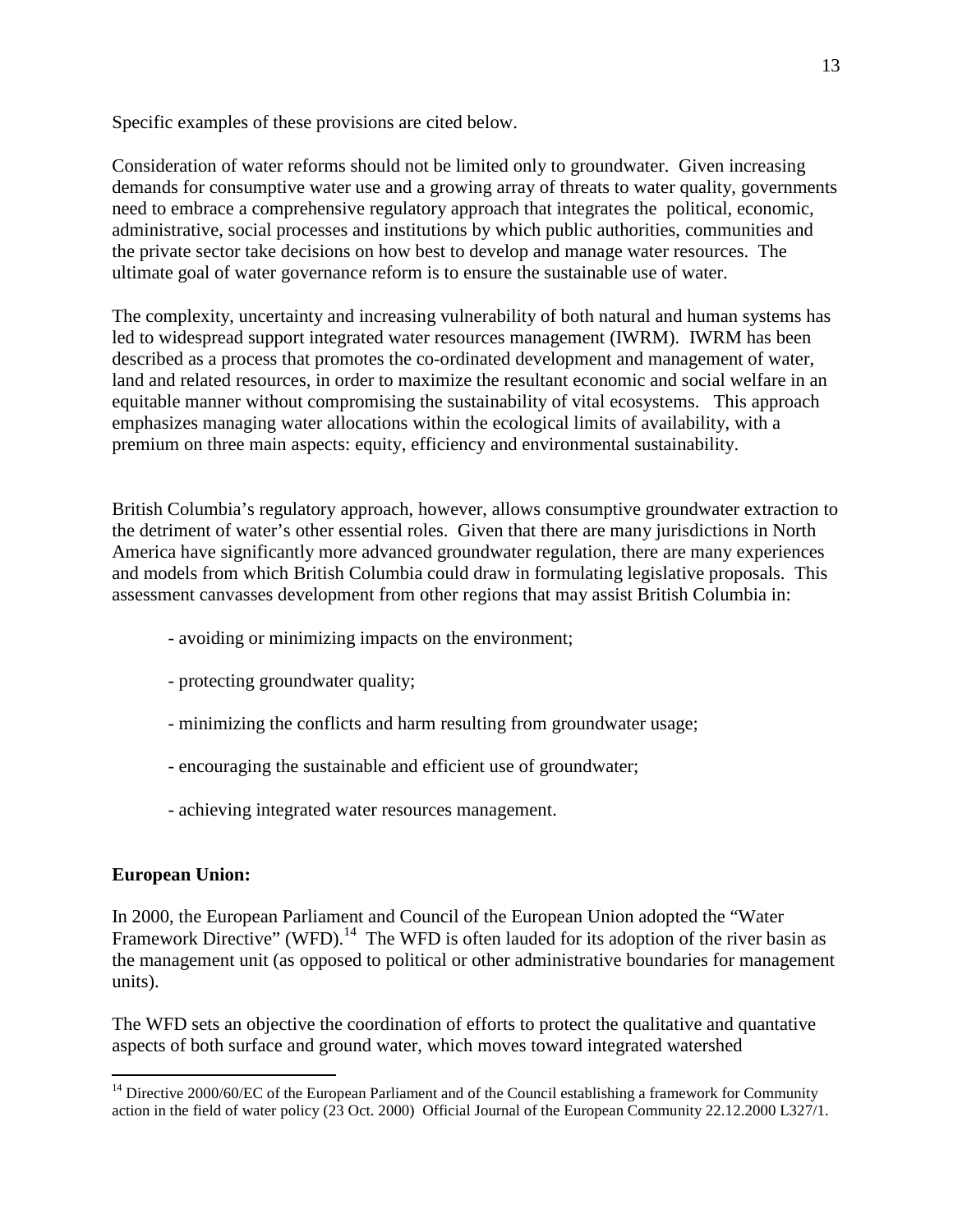Specific examples of these provisions are cited below.

Consideration of water reforms should not be limited only to groundwater. Given increasing demands for consumptive water use and a growing array of threats to water quality, governments need to embrace a comprehensive regulatory approach that integrates the political, economic, administrative, social processes and institutions by which public authorities, communities and the private sector take decisions on how best to develop and manage water resources. The ultimate goal of water governance reform is to ensure the sustainable use of water.

The complexity, uncertainty and increasing vulnerability of both natural and human systems has led to widespread support integrated water resources management (IWRM). IWRM has been described as a process that promotes the co-ordinated development and management of water, land and related resources, in order to maximize the resultant economic and social welfare in an equitable manner without compromising the sustainability of vital ecosystems. This approach emphasizes managing water allocations within the ecological limits of availability, with a premium on three main aspects: equity, efficiency and environmental sustainability.

British Columbia's regulatory approach, however, allows consumptive groundwater extraction to the detriment of water's other essential roles. Given that there are many jurisdictions in North America have significantly more advanced groundwater regulation, there are many experiences and models from which British Columbia could draw in formulating legislative proposals. This assessment canvasses development from other regions that may assist British Columbia in:

- avoiding or minimizing impacts on the environment;
- protecting groundwater quality;
- minimizing the conflicts and harm resulting from groundwater usage;
- encouraging the sustainable and efficient use of groundwater;
- achieving integrated water resources management.

**European Union:**

In 2000, the European Parliament and Council of the European Union adopted the "Water Framework Directive" (WFD).[14] The WFD is often lauded for its adoption of the river basin as the management unit (as opposed to political or other administrative boundaries for management units).

The WFD sets an objective the coordination of efforts to protect the qualitative and quantative aspects of both surface and ground water, which moves toward integrated watershed

[14] Directive 2000/60/EC of the European Parliament and of the Council establishing a framework for Community action in the field of water policy (23 Oct. 2000) Official Journal of the European Community 22.12.2000 L327/1.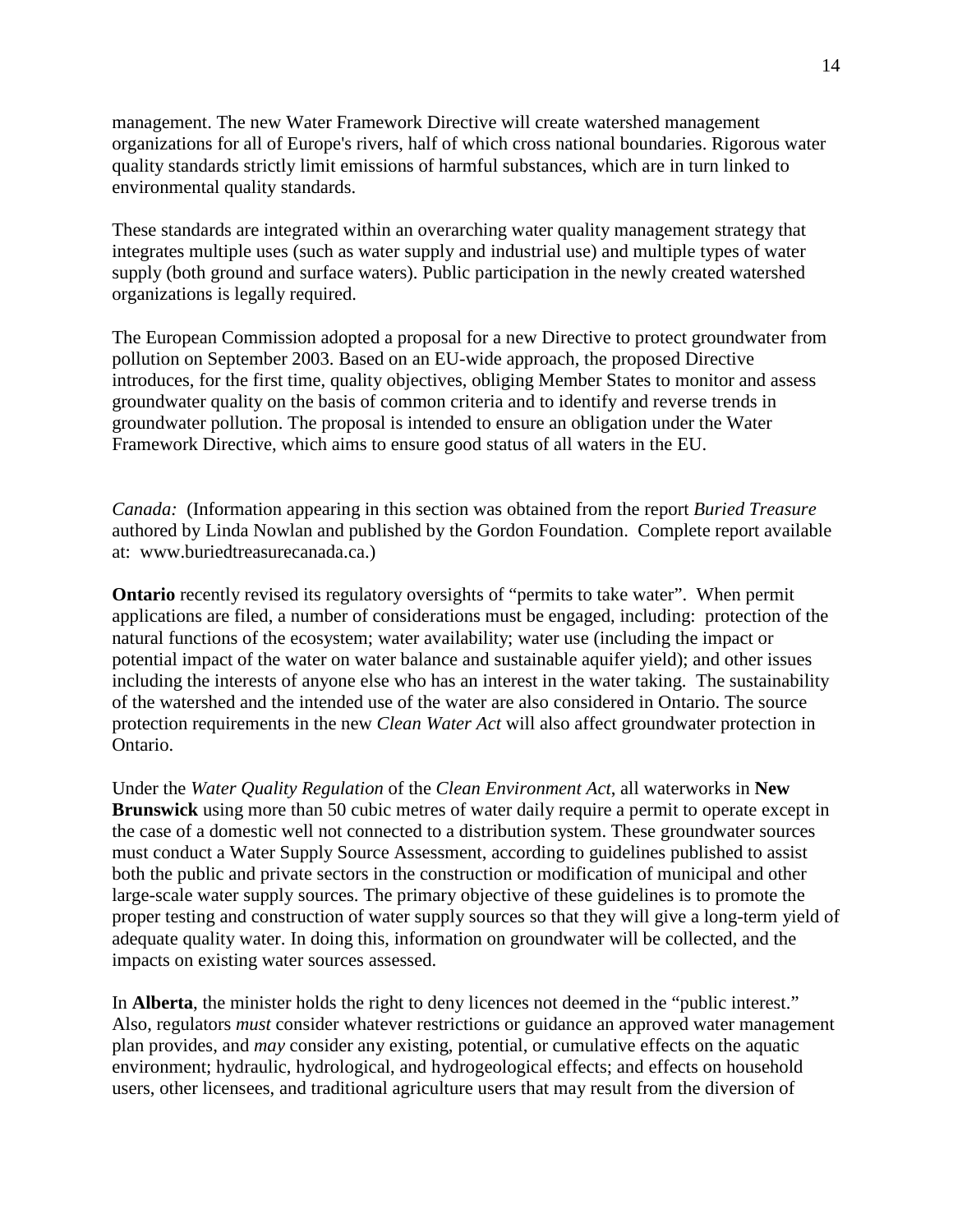management. The new Water Framework Directive will create watershed management organizations for all of Europe's rivers, half of which cross national boundaries. Rigorous water quality standards strictly limit emissions of harmful substances, which are in turn linked to environmental quality standards.

These standards are integrated within an overarching water quality management strategy that integrates multiple uses (such as water supply and industrial use) and multiple types of water supply (both ground and surface waters). Public participation in the newly created watershed organizations is legally required.

The European Commission adopted a proposal for a new Directive to protect groundwater from pollution on September 2003. Based on an EU-wide approach, the proposed Directive introduces, for the first time, quality objectives, obliging Member States to monitor and assess groundwater quality on the basis of common criteria and to identify and reverse trends in groundwater pollution. The proposal is intended to ensure an obligation under the Water Framework Directive, which aims to ensure good status of all waters in the EU.

*Canada:* (Information appearing in this section was obtained from the report *Buried Treasure* authored by Linda Nowlan and published by the Gordon Foundation. Complete report available at: www.buriedtreasurecanada.ca.)

**Ontario** recently revised its regulatory oversights of "permits to take water". When permit applications are filed, a number of considerations must be engaged, including: protection of the natural functions of the ecosystem; water availability; water use (including the impact or potential impact of the water on water balance and sustainable aquifer yield); and other issues including the interests of anyone else who has an interest in the water taking. The sustainability of the watershed and the intended use of the water are also considered in Ontario. The source protection requirements in the new *Clean Water Act* will also affect groundwater protection in Ontario.

Under the *Water Quality Regulation* of the *Clean Environment Act*, all waterworks in **New Brunswick** using more than 50 cubic metres of water daily require a permit to operate except in the case of a domestic well not connected to a distribution system. These groundwater sources must conduct a Water Supply Source Assessment, according to guidelines published to assist both the public and private sectors in the construction or modification of municipal and other large-scale water supply sources. The primary objective of these guidelines is to promote the proper testing and construction of water supply sources so that they will give a long-term yield of adequate quality water. In doing this, information on groundwater will be collected, and the impacts on existing water sources assessed.

In **Alberta**, the minister holds the right to deny licences not deemed in the "public interest." Also, regulators *must* consider whatever restrictions or guidance an approved water management plan provides, and *may* consider any existing, potential, or cumulative effects on the aquatic environment; hydraulic, hydrological, and hydrogeological effects; and effects on household users, other licensees, and traditional agriculture users that may result from the diversion of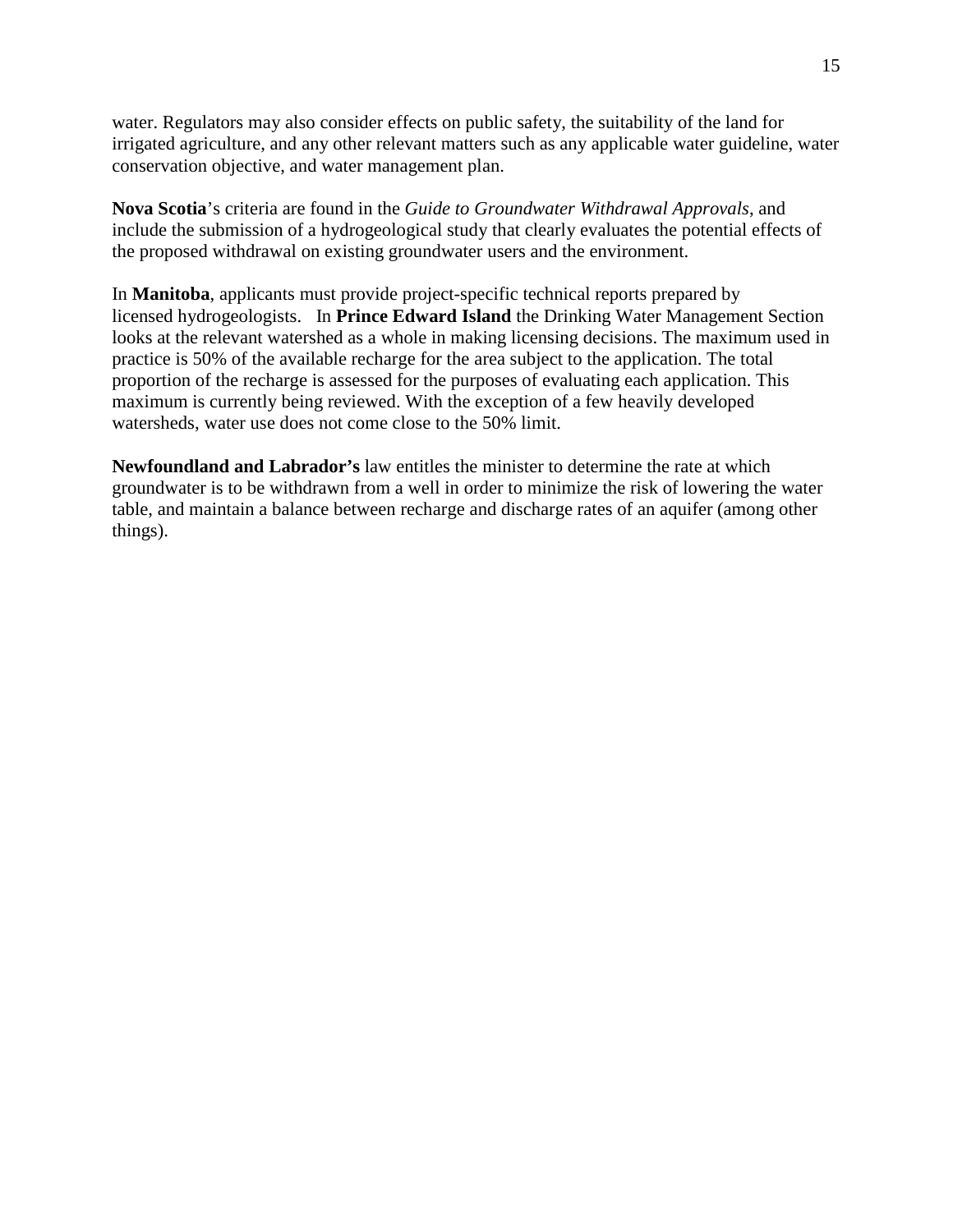water. Regulators may also consider effects on public safety, the suitability of the land for irrigated agriculture, and any other relevant matters such as any applicable water guideline, water conservation objective, and water management plan.

**Nova Scotia**'s criteria are found in the *Guide to Groundwater Withdrawal Approvals*, and include the submission of a hydrogeological study that clearly evaluates the potential effects of the proposed withdrawal on existing groundwater users and the environment.

In **Manitoba**, applicants must provide project-specific technical reports prepared by licensed hydrogeologists. In **Prince Edward Island** the Drinking Water Management Section looks at the relevant watershed as a whole in making licensing decisions. The maximum used in practice is 50% of the available recharge for the area subject to the application. The total proportion of the recharge is assessed for the purposes of evaluating each application. This maximum is currently being reviewed. With the exception of a few heavily developed watersheds, water use does not come close to the 50% limit.

**Newfoundland and Labrador's** law entitles the minister to determine the rate at which groundwater is to be withdrawn from a well in order to minimize the risk of lowering the water table, and maintain a balance between recharge and discharge rates of an aquifer (among other things).